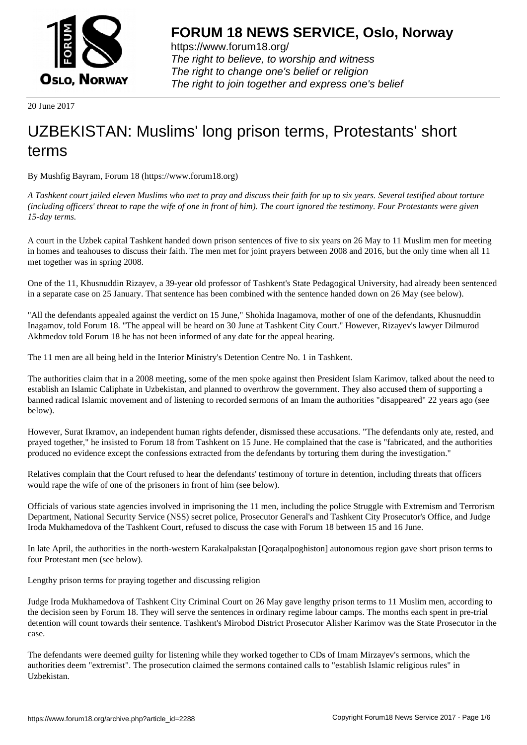# FORUM 18 NEWS SERVICE, Oslo, Norway

https://www.forum18.org/
*The right to believe, to worship and witness*
*The right to change one's belief or religion*
*The right to join together and express one's belief*

20 June 2017

# UZBEKISTAN: Muslims' long prison terms, Protestants' short terms

By Mushfig Bayram, Forum 18 (https://www.forum18.org)

*A Tashkent court jailed eleven Muslims who met to pray and discuss their faith for up to six years. Several testified about torture (including officers' threat to rape the wife of one in front of him). The court ignored the testimony. Four Protestants were given 15-day terms.*

A court in the Uzbek capital Tashkent handed down prison sentences of five to six years on 26 May to 11 Muslim men for meeting in homes and teahouses to discuss their faith. The men met for joint prayers between 2008 and 2016, but the only time when all 11 met together was in spring 2008.

One of the 11, Khusnuddin Rizayev, a 39-year old professor of Tashkent's State Pedagogical University, had already been sentenced in a separate case on 25 January. That sentence has been combined with the sentence handed down on 26 May (see below).

"All the defendants appealed against the verdict on 15 June," Shohida Inagamova, mother of one of the defendants, Khusnuddin Inagamov, told Forum 18. "The appeal will be heard on 30 June at Tashkent City Court." However, Rizayev's lawyer Dilmurod Akhmedov told Forum 18 he has not been informed of any date for the appeal hearing.

The 11 men are all being held in the Interior Ministry's Detention Centre No. 1 in Tashkent.

The authorities claim that in a 2008 meeting, some of the men spoke against then President Islam Karimov, talked about the need to establish an Islamic Caliphate in Uzbekistan, and planned to overthrow the government. They also accused them of supporting a banned radical Islamic movement and of listening to recorded sermons of an Imam the authorities "disappeared" 22 years ago (see below).

However, Surat Ikramov, an independent human rights defender, dismissed these accusations. "The defendants only ate, rested, and prayed together," he insisted to Forum 18 from Tashkent on 15 June. He complained that the case is "fabricated, and the authorities produced no evidence except the confessions extracted from the defendants by torturing them during the investigation."

Relatives complain that the Court refused to hear the defendants' testimony of torture in detention, including threats that officers would rape the wife of one of the prisoners in front of him (see below).

Officials of various state agencies involved in imprisoning the 11 men, including the police Struggle with Extremism and Terrorism Department, National Security Service (NSS) secret police, Prosecutor General's and Tashkent City Prosecutor's Office, and Judge Iroda Mukhamedova of the Tashkent Court, refused to discuss the case with Forum 18 between 15 and 16 June.

In late April, the authorities in the north-western Karakalpakstan [Qoraqalpoghiston] autonomous region gave short prison terms to four Protestant men (see below).

Lengthy prison terms for praying together and discussing religion

Judge Iroda Mukhamedova of Tashkent City Criminal Court on 26 May gave lengthy prison terms to 11 Muslim men, according to the decision seen by Forum 18. They will serve the sentences in ordinary regime labour camps. The months each spent in pre-trial detention will count towards their sentence. Tashkent's Mirobod District Prosecutor Alisher Karimov was the State Prosecutor in the case.

The defendants were deemed guilty for listening while they worked together to CDs of Imam Mirzayev's sermons, which the authorities deem "extremist". The prosecution claimed the sermons contained calls to "establish Islamic religious rules" in Uzbekistan.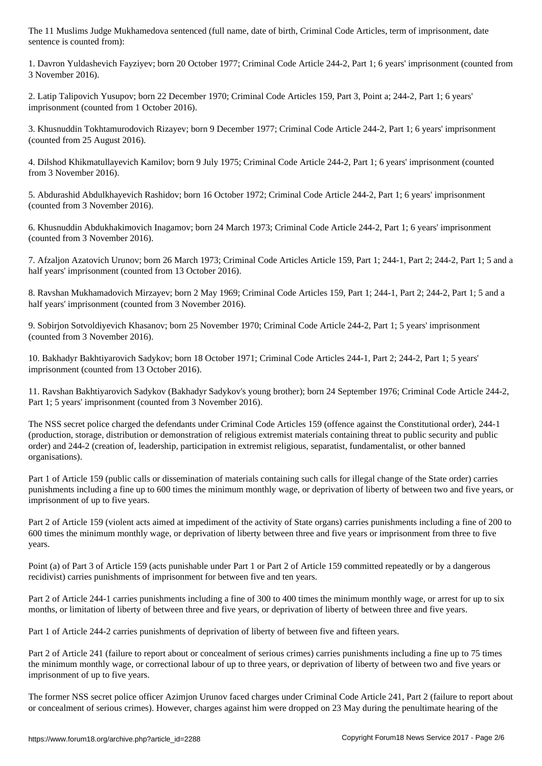The 11 Muslims Judge Mukhamedova sentenced (full name, date of birth, Criminal Code Articles, term of imprisonment, date sentence is counted from):

1. Davron Yuldashevich Fayziyev; born 20 October 1977; Criminal Code Article 244-2, Part 1; 6 years' imprisonment (counted from 3 November 2016).

2. Latip Talipovich Yusupov; born 22 December 1970; Criminal Code Articles 159, Part 3, Point a; 244-2, Part 1; 6 years' imprisonment (counted from 1 October 2016).

3. Khusnuddin Tokhtamurodovich Rizayev; born 9 December 1977; Criminal Code Article 244-2, Part 1; 6 years' imprisonment (counted from 25 August 2016).

4. Dilshod Khikmatullayevich Kamilov; born 9 July 1975; Criminal Code Article 244-2, Part 1; 6 years' imprisonment (counted from 3 November 2016).

5. Abdurashid Abdulkhayevich Rashidov; born 16 October 1972; Criminal Code Article 244-2, Part 1; 6 years' imprisonment (counted from 3 November 2016).

6. Khusnuddin Abdukhakimovich Inagamov; born 24 March 1973; Criminal Code Article 244-2, Part 1; 6 years' imprisonment (counted from 3 November 2016).

7. Afzaljon Azatovich Urunov; born 26 March 1973; Criminal Code Articles Article 159, Part 1; 244-1, Part 2; 244-2, Part 1; 5 and a half years' imprisonment (counted from 13 October 2016).

8. Ravshan Mukhamadovich Mirzayev; born 2 May 1969; Criminal Code Articles 159, Part 1; 244-1, Part 2; 244-2, Part 1; 5 and a half years' imprisonment (counted from 3 November 2016).

9. Sobirjon Sotvoldiyevich Khasanov; born 25 November 1970; Criminal Code Article 244-2, Part 1; 5 years' imprisonment (counted from 3 November 2016).

10. Bakhadyr Bakhtiyarovich Sadykov; born 18 October 1971; Criminal Code Articles 244-1, Part 2; 244-2, Part 1; 5 years' imprisonment (counted from 13 October 2016).

11. Ravshan Bakhtiyarovich Sadykov (Bakhadyr Sadykov's young brother); born 24 September 1976; Criminal Code Article 244-2, Part 1; 5 years' imprisonment (counted from 3 November 2016).

The NSS secret police charged the defendants under Criminal Code Articles 159 (offence against the Constitutional order), 244-1 (production, storage, distribution or demonstration of religious extremist materials containing threat to public security and public order) and 244-2 (creation of, leadership, participation in extremist religious, separatist, fundamentalist, or other banned organisations).

Part 1 of Article 159 (public calls or dissemination of materials containing such calls for illegal change of the State order) carries punishments including a fine up to 600 times the minimum monthly wage, or deprivation of liberty of between two and five years, or imprisonment of up to five years.

Part 2 of Article 159 (violent acts aimed at impediment of the activity of State organs) carries punishments including a fine of 200 to 600 times the minimum monthly wage, or deprivation of liberty between three and five years or imprisonment from three to five years.

Point (a) of Part 3 of Article 159 (acts punishable under Part 1 or Part 2 of Article 159 committed repeatedly or by a dangerous recidivist) carries punishments of imprisonment for between five and ten years.

Part 2 of Article 244-1 carries punishments including a fine of 300 to 400 times the minimum monthly wage, or arrest for up to six months, or limitation of liberty of between three and five years, or deprivation of liberty of between three and five years.

Part 1 of Article 244-2 carries punishments of deprivation of liberty of between five and fifteen years.

Part 2 of Article 241 (failure to report about or concealment of serious crimes) carries punishments including a fine up to 75 times the minimum monthly wage, or correctional labour of up to three years, or deprivation of liberty of between two and five years or imprisonment of up to five years.

The former NSS secret police officer Azimjon Urunov faced charges under Criminal Code Article 241, Part 2 (failure to report about or concealment of serious crimes). However, charges against him were dropped on 23 May during the penultimate hearing of the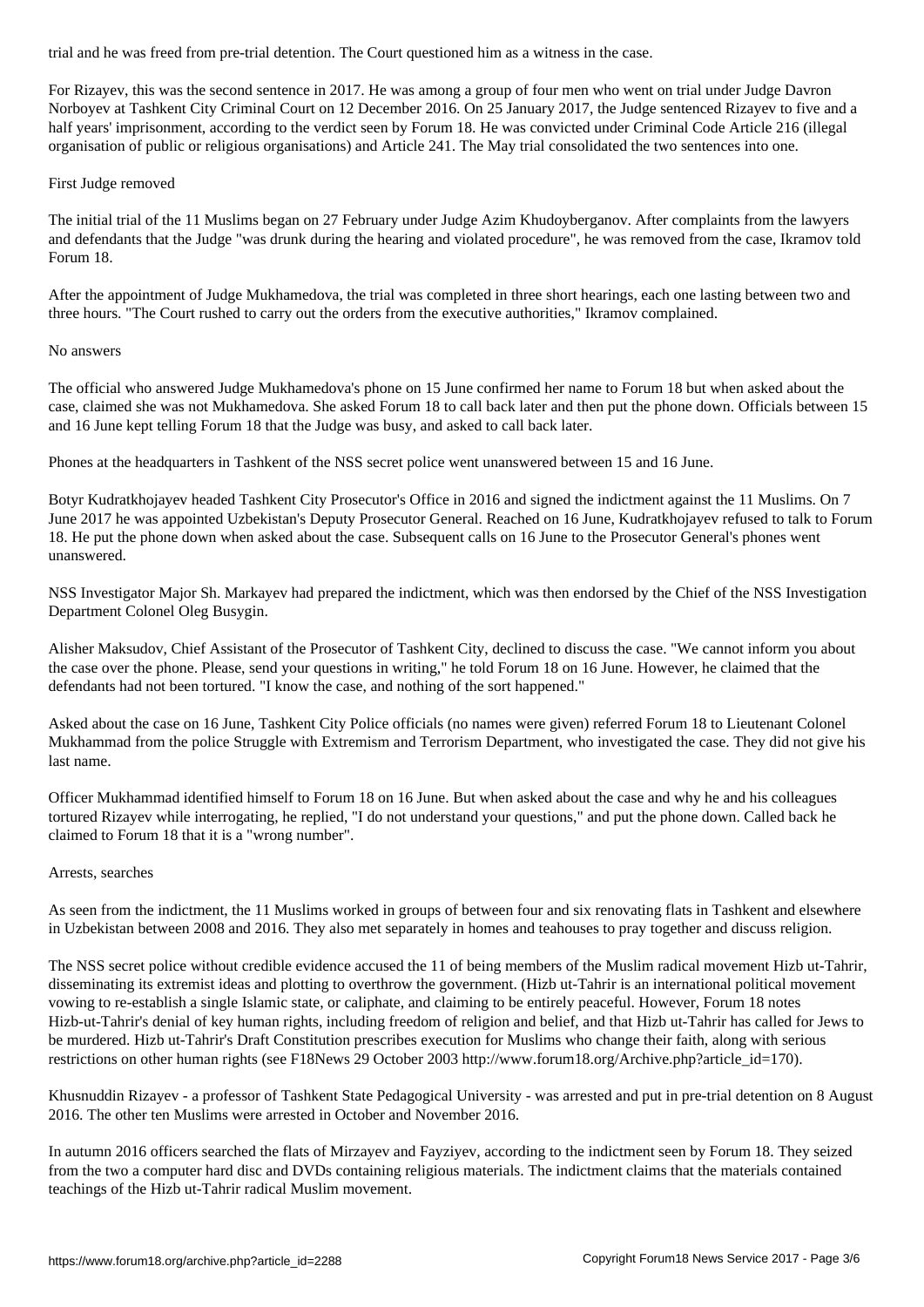trial and he was freed from pre-trial detention. The Court questioned him as a witness in the case.

For Rizayev, this was the second sentence in 2017. He was among a group of four men who went on trial under Judge Davron Norboyev at Tashkent City Criminal Court on 12 December 2016. On 25 January 2017, the Judge sentenced Rizayev to five and a half years' imprisonment, according to the verdict seen by Forum 18. He was convicted under Criminal Code Article 216 (illegal organisation of public or religious organisations) and Article 241. The May trial consolidated the two sentences into one.

## First Judge removed

The initial trial of the 11 Muslims began on 27 February under Judge Azim Khudoyberganov. After complaints from the lawyers and defendants that the Judge "was drunk during the hearing and violated procedure", he was removed from the case, Ikramov told Forum 18.

After the appointment of Judge Mukhamedova, the trial was completed in three short hearings, each one lasting between two and three hours. "The Court rushed to carry out the orders from the executive authorities," Ikramov complained.

## No answers

The official who answered Judge Mukhamedova's phone on 15 June confirmed her name to Forum 18 but when asked about the case, claimed she was not Mukhamedova. She asked Forum 18 to call back later and then put the phone down. Officials between 15 and 16 June kept telling Forum 18 that the Judge was busy, and asked to call back later.

Phones at the headquarters in Tashkent of the NSS secret police went unanswered between 15 and 16 June.

Botyr Kudratkhojayev headed Tashkent City Prosecutor's Office in 2016 and signed the indictment against the 11 Muslims. On 7 June 2017 he was appointed Uzbekistan's Deputy Prosecutor General. Reached on 16 June, Kudratkhojayev refused to talk to Forum 18. He put the phone down when asked about the case. Subsequent calls on 16 June to the Prosecutor General's phones went unanswered.

NSS Investigator Major Sh. Markayev had prepared the indictment, which was then endorsed by the Chief of the NSS Investigation Department Colonel Oleg Busygin.

Alisher Maksudov, Chief Assistant of the Prosecutor of Tashkent City, declined to discuss the case. "We cannot inform you about the case over the phone. Please, send your questions in writing," he told Forum 18 on 16 June. However, he claimed that the defendants had not been tortured. "I know the case, and nothing of the sort happened."

Asked about the case on 16 June, Tashkent City Police officials (no names were given) referred Forum 18 to Lieutenant Colonel Mukhammad from the police Struggle with Extremism and Terrorism Department, who investigated the case. They did not give his last name.

Officer Mukhammad identified himself to Forum 18 on 16 June. But when asked about the case and why he and his colleagues tortured Rizayev while interrogating, he replied, "I do not understand your questions," and put the phone down. Called back he claimed to Forum 18 that it is a "wrong number".

## Arrests, searches

As seen from the indictment, the 11 Muslims worked in groups of between four and six renovating flats in Tashkent and elsewhere in Uzbekistan between 2008 and 2016. They also met separately in homes and teahouses to pray together and discuss religion.

The NSS secret police without credible evidence accused the 11 of being members of the Muslim radical movement Hizb ut-Tahrir, disseminating its extremist ideas and plotting to overthrow the government. (Hizb ut-Tahrir is an international political movement vowing to re-establish a single Islamic state, or caliphate, and claiming to be entirely peaceful. However, Forum 18 notes Hizb-ut-Tahrir's denial of key human rights, including freedom of religion and belief, and that Hizb ut-Tahrir has called for Jews to be murdered. Hizb ut-Tahrir's Draft Constitution prescribes execution for Muslims who change their faith, along with serious restrictions on other human rights (see F18News 29 October 2003 http://www.forum18.org/Archive.php?article_id=170).

Khusnuddin Rizayev - a professor of Tashkent State Pedagogical University - was arrested and put in pre-trial detention on 8 August 2016. The other ten Muslims were arrested in October and November 2016.

In autumn 2016 officers searched the flats of Mirzayev and Fayziyev, according to the indictment seen by Forum 18. They seized from the two a computer hard disc and DVDs containing religious materials. The indictment claims that the materials contained teachings of the Hizb ut-Tahrir radical Muslim movement.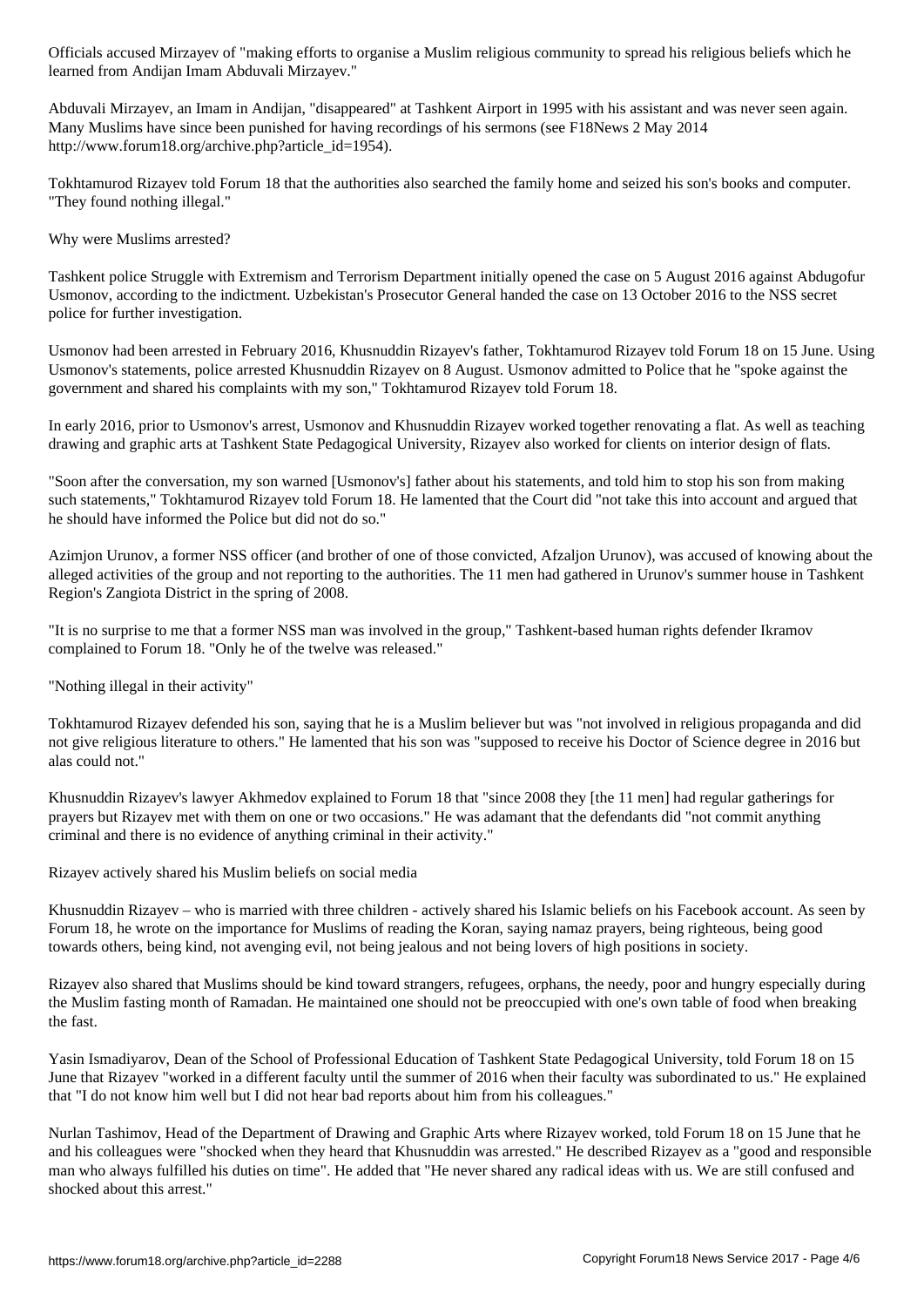Officials accused Mirzayev of "making efforts to organise a Muslim religious community to spread his religious beliefs which he learned from Andijan Imam Abduvali Mirzayev."

Abduvali Mirzayev, an Imam in Andijan, "disappeared" at Tashkent Airport in 1995 with his assistant and was never seen again. Many Muslims have since been punished for having recordings of his sermons (see F18News 2 May 2014 http://www.forum18.org/archive.php?article_id=1954).

Tokhtamurod Rizayev told Forum 18 that the authorities also searched the family home and seized his son's books and computer. "They found nothing illegal."

## Why were Muslims arrested?

Tashkent police Struggle with Extremism and Terrorism Department initially opened the case on 5 August 2016 against Abdugofur Usmonov, according to the indictment. Uzbekistan's Prosecutor General handed the case on 13 October 2016 to the NSS secret police for further investigation.

Usmonov had been arrested in February 2016, Khusnuddin Rizayev's father, Tokhtamurod Rizayev told Forum 18 on 15 June. Using Usmonov's statements, police arrested Khusnuddin Rizayev on 8 August. Usmonov admitted to Police that he "spoke against the government and shared his complaints with my son," Tokhtamurod Rizayev told Forum 18.

In early 2016, prior to Usmonov's arrest, Usmonov and Khusnuddin Rizayev worked together renovating a flat. As well as teaching drawing and graphic arts at Tashkent State Pedagogical University, Rizayev also worked for clients on interior design of flats.

"Soon after the conversation, my son warned [Usmonov's] father about his statements, and told him to stop his son from making such statements," Tokhtamurod Rizayev told Forum 18. He lamented that the Court did "not take this into account and argued that he should have informed the Police but did not do so."

Azimjon Urunov, a former NSS officer (and brother of one of those convicted, Afzaljon Urunov), was accused of knowing about the alleged activities of the group and not reporting to the authorities. The 11 men had gathered in Urunov's summer house in Tashkent Region's Zangiota District in the spring of 2008.

"It is no surprise to me that a former NSS man was involved in the group," Tashkent-based human rights defender Ikramov complained to Forum 18. "Only he of the twelve was released."

## "Nothing illegal in their activity"

Tokhtamurod Rizayev defended his son, saying that he is a Muslim believer but was "not involved in religious propaganda and did not give religious literature to others." He lamented that his son was "supposed to receive his Doctor of Science degree in 2016 but alas could not."

Khusnuddin Rizayev's lawyer Akhmedov explained to Forum 18 that "since 2008 they [the 11 men] had regular gatherings for prayers but Rizayev met with them on one or two occasions." He was adamant that the defendants did "not commit anything criminal and there is no evidence of anything criminal in their activity."

## Rizayev actively shared his Muslim beliefs on social media

Khusnuddin Rizayev – who is married with three children - actively shared his Islamic beliefs on his Facebook account. As seen by Forum 18, he wrote on the importance for Muslims of reading the Koran, saying namaz prayers, being righteous, being good towards others, being kind, not avenging evil, not being jealous and not being lovers of high positions in society.

Rizayev also shared that Muslims should be kind toward strangers, refugees, orphans, the needy, poor and hungry especially during the Muslim fasting month of Ramadan. He maintained one should not be preoccupied with one's own table of food when breaking the fast.

Yasin Ismadiyarov, Dean of the School of Professional Education of Tashkent State Pedagogical University, told Forum 18 on 15 June that Rizayev "worked in a different faculty until the summer of 2016 when their faculty was subordinated to us." He explained that "I do not know him well but I did not hear bad reports about him from his colleagues."

Nurlan Tashimov, Head of the Department of Drawing and Graphic Arts where Rizayev worked, told Forum 18 on 15 June that he and his colleagues were "shocked when they heard that Khusnuddin was arrested." He described Rizayev as a "good and responsible man who always fulfilled his duties on time". He added that "He never shared any radical ideas with us. We are still confused and shocked about this arrest."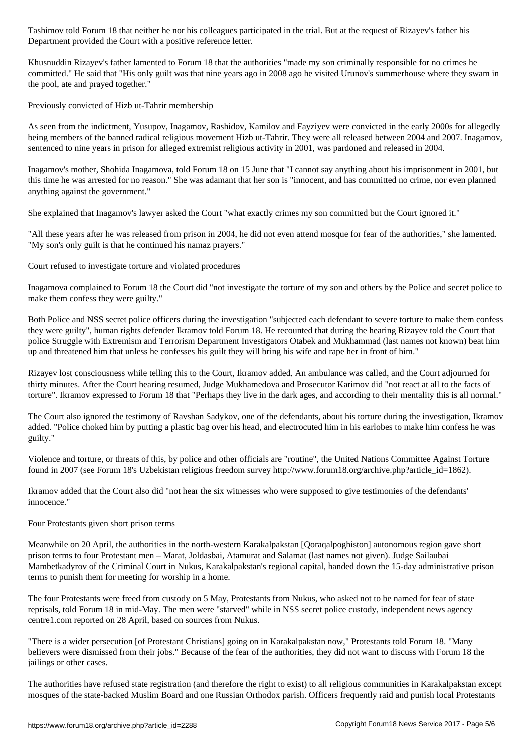Tashimov told Forum 18 that neither he nor his colleagues participated in the trial. But at the request of Rizayev's father his Department provided the Court with a positive reference letter.

Khusnuddin Rizayev's father lamented to Forum 18 that the authorities "made my son criminally responsible for no crimes he committed." He said that "His only guilt was that nine years ago in 2008 ago he visited Urunov's summerhouse where they swam in the pool, ate and prayed together."

## Previously convicted of Hizb ut-Tahrir membership

As seen from the indictment, Yusupov, Inagamov, Rashidov, Kamilov and Fayziyev were convicted in the early 2000s for allegedly being members of the banned radical religious movement Hizb ut-Tahrir. They were all released between 2004 and 2007. Inagamov, sentenced to nine years in prison for alleged extremist religious activity in 2001, was pardoned and released in 2004.

Inagamov's mother, Shohida Inagamova, told Forum 18 on 15 June that "I cannot say anything about his imprisonment in 2001, but this time he was arrested for no reason." She was adamant that her son is "innocent, and has committed no crime, nor even planned anything against the government."

She explained that Inagamov's lawyer asked the Court "what exactly crimes my son committed but the Court ignored it."

"All these years after he was released from prison in 2004, he did not even attend mosque for fear of the authorities," she lamented. "My son's only guilt is that he continued his namaz prayers."

## Court refused to investigate torture and violated procedures

Inagamova complained to Forum 18 the Court did "not investigate the torture of my son and others by the Police and secret police to make them confess they were guilty."

Both Police and NSS secret police officers during the investigation "subjected each defendant to severe torture to make them confess they were guilty", human rights defender Ikramov told Forum 18. He recounted that during the hearing Rizayev told the Court that police Struggle with Extremism and Terrorism Department Investigators Otabek and Mukhammad (last names not known) beat him up and threatened him that unless he confesses his guilt they will bring his wife and rape her in front of him."

Rizayev lost consciousness while telling this to the Court, Ikramov added. An ambulance was called, and the Court adjourned for thirty minutes. After the Court hearing resumed, Judge Mukhamedova and Prosecutor Karimov did "not react at all to the facts of torture". Ikramov expressed to Forum 18 that "Perhaps they live in the dark ages, and according to their mentality this is all normal."

The Court also ignored the testimony of Ravshan Sadykov, one of the defendants, about his torture during the investigation, Ikramov added. "Police choked him by putting a plastic bag over his head, and electrocuted him in his earlobes to make him confess he was guilty."

Violence and torture, or threats of this, by police and other officials are "routine", the United Nations Committee Against Torture found in 2007 (see Forum 18's Uzbekistan religious freedom survey http://www.forum18.org/archive.php?article_id=1862).

Ikramov added that the Court also did "not hear the six witnesses who were supposed to give testimonies of the defendants' innocence."

## Four Protestants given short prison terms

Meanwhile on 20 April, the authorities in the north-western Karakalpakstan [Qoraqalpoghiston] autonomous region gave short prison terms to four Protestant men – Marat, Joldasbai, Atamurat and Salamat (last names not given). Judge Sailaubai Mambetkadyrov of the Criminal Court in Nukus, Karakalpakstan's regional capital, handed down the 15-day administrative prison terms to punish them for meeting for worship in a home.

The four Protestants were freed from custody on 5 May, Protestants from Nukus, who asked not to be named for fear of state reprisals, told Forum 18 in mid-May. The men were "starved" while in NSS secret police custody, independent news agency centre1.com reported on 28 April, based on sources from Nukus.

"There is a wider persecution [of Protestant Christians] going on in Karakalpakstan now," Protestants told Forum 18. "Many believers were dismissed from their jobs." Because of the fear of the authorities, they did not want to discuss with Forum 18 the jailings or other cases.

The authorities have refused state registration (and therefore the right to exist) to all religious communities in Karakalpakstan except mosques of the state-backed Muslim Board and one Russian Orthodox parish. Officers frequently raid and punish local Protestants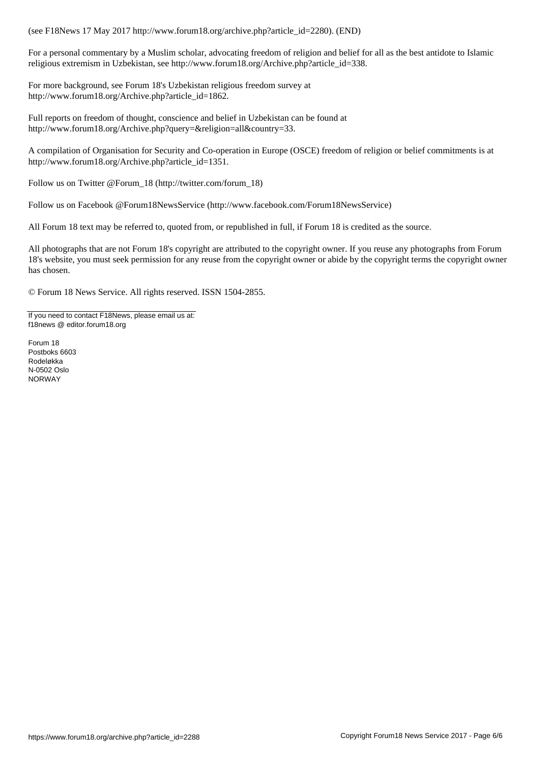(see F18News 17 May 2017 http://www.forum18.org/archive.php?article_id=2280). (END)

For a personal commentary by a Muslim scholar, advocating freedom of religion and belief for all as the best antidote to Islamic religious extremism in Uzbekistan, see http://www.forum18.org/Archive.php?article_id=338.

For more background, see Forum 18's Uzbekistan religious freedom survey at http://www.forum18.org/Archive.php?article_id=1862.

Full reports on freedom of thought, conscience and belief in Uzbekistan can be found at http://www.forum18.org/Archive.php?query=&religion=all&country=33.

A compilation of Organisation for Security and Co-operation in Europe (OSCE) freedom of religion or belief commitments is at http://www.forum18.org/Archive.php?article_id=1351.

Follow us on Twitter @Forum_18 (http://twitter.com/forum_18)

Follow us on Facebook @Forum18NewsService (http://www.facebook.com/Forum18NewsService)

All Forum 18 text may be referred to, quoted from, or republished in full, if Forum 18 is credited as the source.

All photographs that are not Forum 18's copyright are attributed to the copyright owner. If you reuse any photographs from Forum 18's website, you must seek permission for any reuse from the copyright owner or abide by the copyright terms the copyright owner has chosen.

© Forum 18 News Service. All rights reserved. ISSN 1504-2855.

If you need to contact F18News, please email us at:
f18news @ editor.forum18.org

Forum 18
Postboks 6603
Rodeløkka
N-0502 Oslo
NORWAY